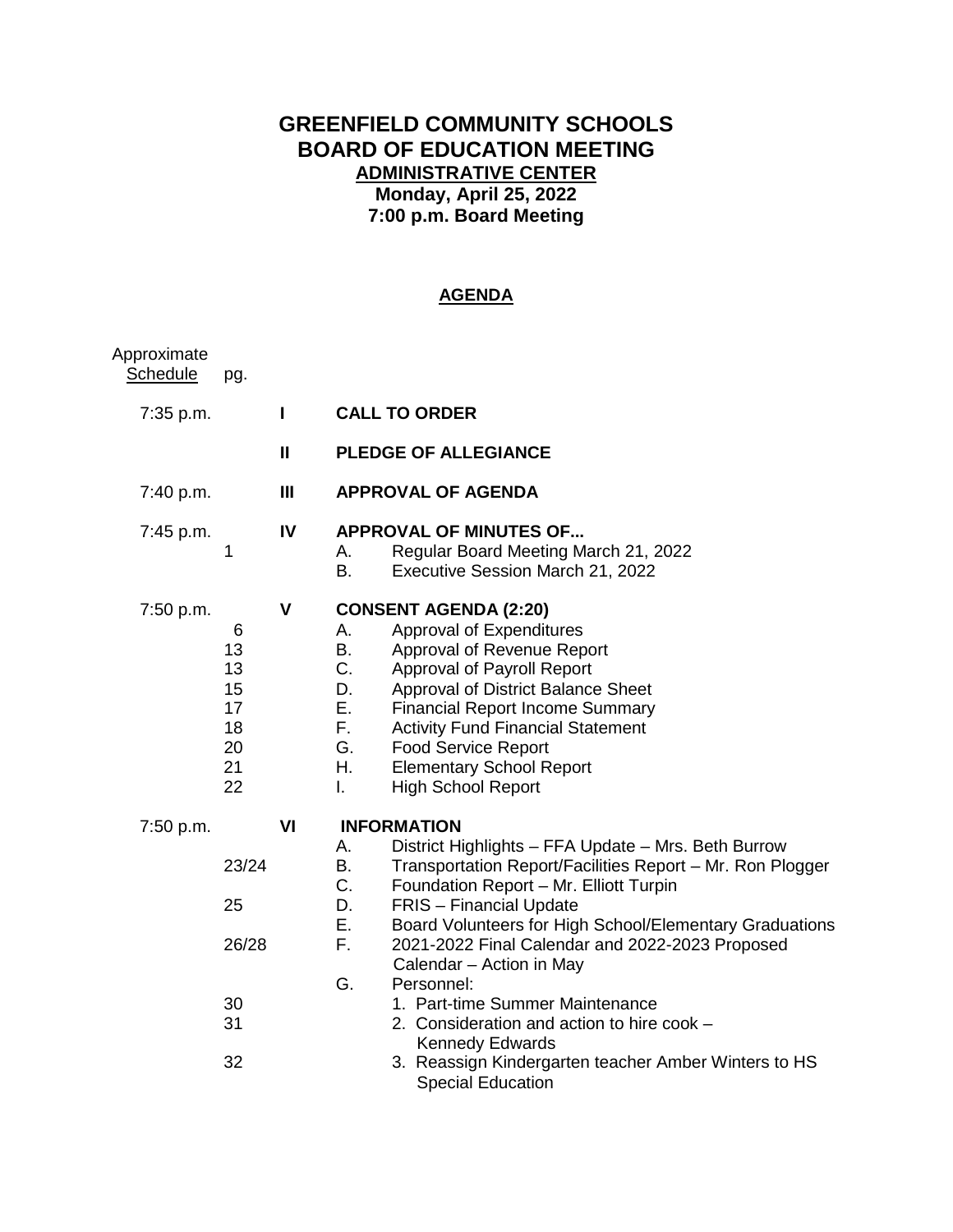# GREENFIELD COMMUNITY SCHOOLS
# BOARD OF EDUCATION MEETING
## ADMINISTRATIVE CENTER
**Monday, April 25, 2022**
**7:00 p.m. Board Meeting**

## AGENDA

| Approximate Schedule | pg. | | |
|---|---|---|---|
| 7:35 p.m. | | **I** | **CALL TO ORDER** |
| | | **II** | **PLEDGE OF ALLEGIANCE** |
| 7:40 p.m. | | **III** | **APPROVAL OF AGENDA** |
| 7:45 p.m. | | **IV** | **APPROVAL OF MINUTES OF...** |
| | 1 | | A. Regular Board Meeting March 21, 2022 |
| | | | B. Executive Session March 21, 2022 |
| 7:50 p.m. | | **V** | **CONSENT AGENDA (2:20)** |
| | 6 | | A. Approval of Expenditures |
| | 13 | | B. Approval of Revenue Report |
| | 13 | | C. Approval of Payroll Report |
| | 15 | | D. Approval of District Balance Sheet |
| | 17 | | E. Financial Report Income Summary |
| | 18 | | F. Activity Fund Financial Statement |
| | 20 | | G. Food Service Report |
| | 21 | | H. Elementary School Report |
| | 22 | | I. High School Report |
| 7:50 p.m. | | **VI** | **INFORMATION** |
| | | | A. District Highlights – FFA Update – Mrs. Beth Burrow |
| | 23/24 | | B. Transportation Report/Facilities Report – Mr. Ron Plogger |
| | | | C. Foundation Report – Mr. Elliott Turpin |
| | 25 | | D. FRIS – Financial Update |
| | | | E. Board Volunteers for High School/Elementary Graduations |
| | 26/28 | | F. 2021-2022 Final Calendar and 2022-2023 Proposed Calendar – Action in May |
| | | | G. Personnel: |
| | 30 | | 1. Part-time Summer Maintenance |
| | 31 | | 2. Consideration and action to hire cook – Kennedy Edwards |
| | 32 | | 3. Reassign Kindergarten teacher Amber Winters to HS Special Education |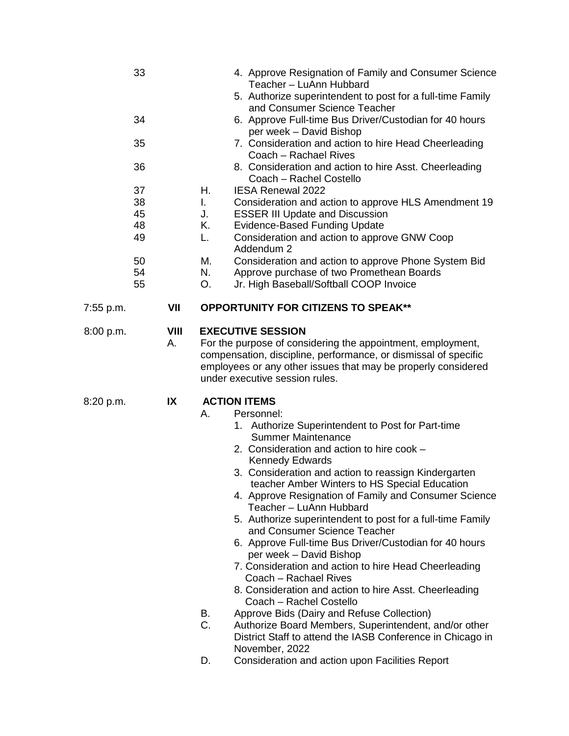| | | | |
|---|---|---|---|
| 33 | | | 4. Approve Resignation of Family and Consumer Science Teacher – LuAnn Hubbard |
| | | | 5. Authorize superintendent to post for a full-time Family and Consumer Science Teacher |
| 34 | | | 6. Approve Full-time Bus Driver/Custodian for 40 hours per week – David Bishop |
| 35 | | | 7. Consideration and action to hire Head Cheerleading Coach – Rachael Rives |
| 36 | | | 8. Consideration and action to hire Asst. Cheerleading Coach – Rachel Costello |
| 37 | | H. | IESA Renewal 2022 |
| 38 | | I. | Consideration and action to approve HLS Amendment 19 |
| 45 | | J. | ESSER III Update and Discussion |
| 48 | | K. | Evidence-Based Funding Update |
| 49 | | L. | Consideration and action to approve GNW Coop Addendum 2 |
| 50 | | M. | Consideration and action to approve Phone System Bid |
| 54 | | N. | Approve purchase of two Promethean Boards |
| 55 | | O. | Jr. High Baseball/Softball COOP Invoice |

7:55 p.m. **VII OPPORTUNITY FOR CITIZENS TO SPEAK\*\***

8:00 p.m. **VIII EXECUTIVE SESSION**

A. For the purpose of considering the appointment, employment, compensation, discipline, performance, or dismissal of specific employees or any other issues that may be properly considered under executive session rules.

8:20 p.m. **IX ACTION ITEMS**

A. Personnel:
   1. Authorize Superintendent to Post for Part-time Summer Maintenance
   2. Consideration and action to hire cook – Kennedy Edwards
   3. Consideration and action to reassign Kindergarten teacher Amber Winters to HS Special Education
   4. Approve Resignation of Family and Consumer Science Teacher – LuAnn Hubbard
   5. Authorize superintendent to post for a full-time Family and Consumer Science Teacher
   6. Approve Full-time Bus Driver/Custodian for 40 hours per week – David Bishop
   7. Consideration and action to hire Head Cheerleading Coach – Rachael Rives
   8. Consideration and action to hire Asst. Cheerleading Coach – Rachel Costello

B. Approve Bids (Dairy and Refuse Collection)

C. Authorize Board Members, Superintendent, and/or other District Staff to attend the IASB Conference in Chicago in November, 2022

D. Consideration and action upon Facilities Report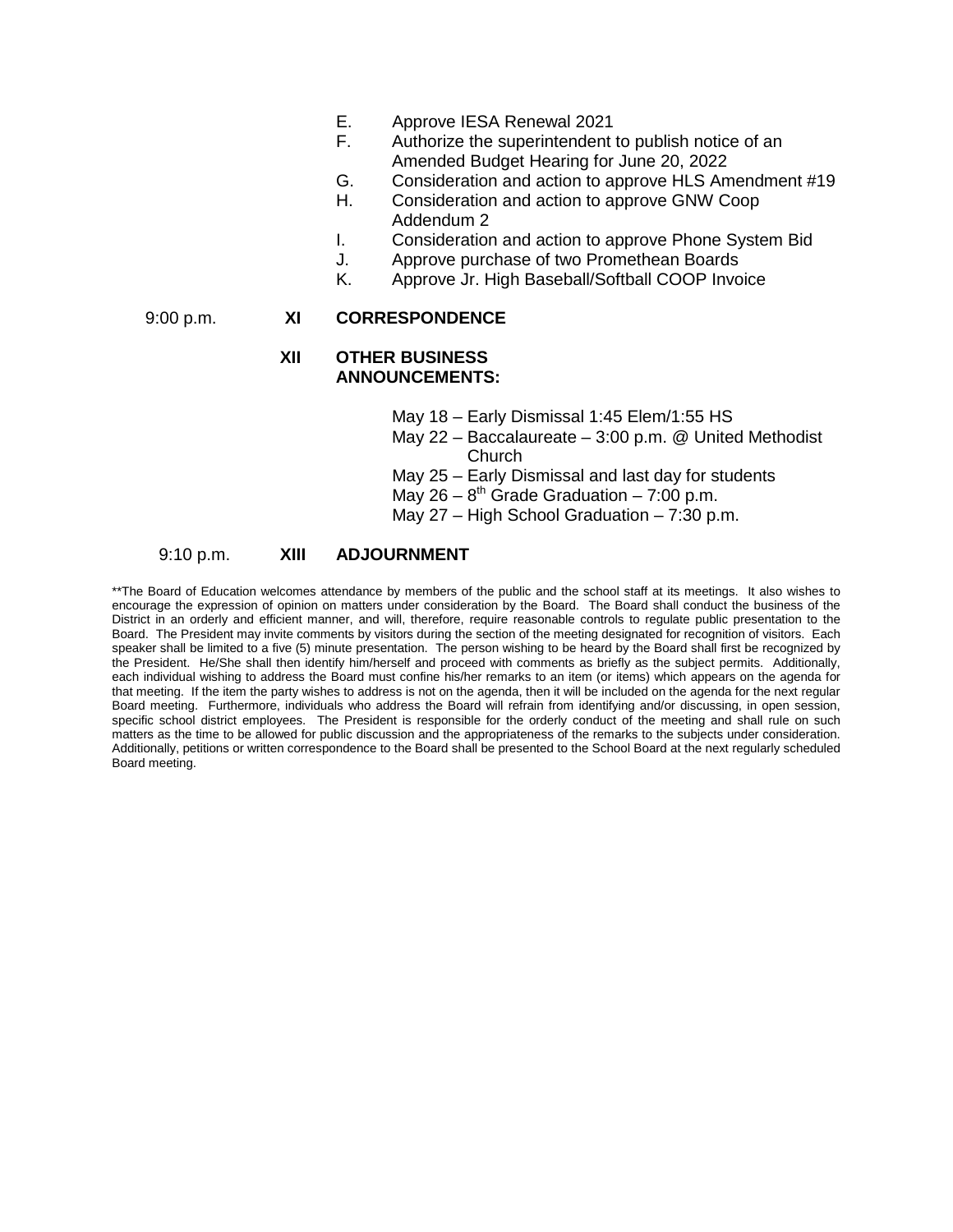E. Approve IESA Renewal 2021

F. Authorize the superintendent to publish notice of an Amended Budget Hearing for June 20, 2022

G. Consideration and action to approve HLS Amendment #19

H. Consideration and action to approve GNW Coop Addendum 2

I. Consideration and action to approve Phone System Bid

J. Approve purchase of two Promethean Boards

K. Approve Jr. High Baseball/Softball COOP Invoice

9:00 p.m. **XI CORRESPONDENCE**

**XII OTHER BUSINESS**
**ANNOUNCEMENTS:**

May 18 – Early Dismissal 1:45 Elem/1:55 HS
May 22 – Baccalaureate – 3:00 p.m. @ United Methodist Church
May 25 – Early Dismissal and last day for students
May 26 – 8th Grade Graduation – 7:00 p.m.
May 27 – High School Graduation – 7:30 p.m.

9:10 p.m. **XIII ADJOURNMENT**

**The Board of Education welcomes attendance by members of the public and the school staff at its meetings. It also wishes to encourage the expression of opinion on matters under consideration by the Board. The Board shall conduct the business of the District in an orderly and efficient manner, and will, therefore, require reasonable controls to regulate public presentation to the Board. The President may invite comments by visitors during the section of the meeting designated for recognition of visitors. Each speaker shall be limited to a five (5) minute presentation. The person wishing to be heard by the Board shall first be recognized by the President. He/She shall then identify him/herself and proceed with comments as briefly as the subject permits. Additionally, each individual wishing to address the Board must confine his/her remarks to an item (or items) which appears on the agenda for that meeting. If the item the party wishes to address is not on the agenda, then it will be included on the agenda for the next regular Board meeting. Furthermore, individuals who address the Board will refrain from identifying and/or discussing, in open session, specific school district employees. The President is responsible for the orderly conduct of the meeting and shall rule on such matters as the time to be allowed for public discussion and the appropriateness of the remarks to the subjects under consideration. Additionally, petitions or written correspondence to the Board shall be presented to the School Board at the next regularly scheduled Board meeting.